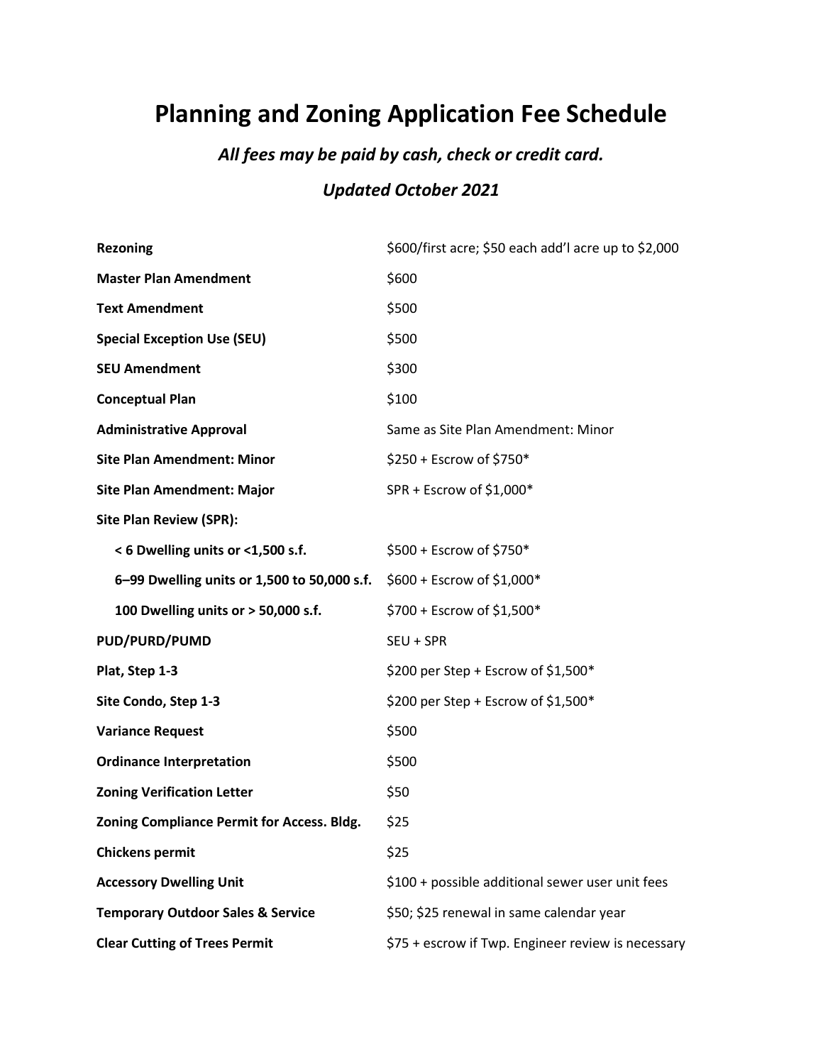# Planning and Zoning Application Fee Schedule

***All fees may be paid by cash, check or credit card.***

***Updated October 2021***

| | |
|---|---|
| **Rezoning** | $600/first acre; $50 each add'l acre up to $2,000 |
| **Master Plan Amendment** | $600 |
| **Text Amendment** | $500 |
| **Special Exception Use (SEU)** | $500 |
| **SEU Amendment** | $300 |
| **Conceptual Plan** | $100 |
| **Administrative Approval** | Same as Site Plan Amendment: Minor |
| **Site Plan Amendment: Minor** | $250 + Escrow of $750* |
| **Site Plan Amendment: Major** | SPR + Escrow of $1,000* |
| **Site Plan Review (SPR):** | |
| **< 6 Dwelling units or <1,500 s.f.** | $500 + Escrow of $750* |
| **6–99 Dwelling units or 1,500 to 50,000 s.f.** | $600 + Escrow of $1,000* |
| **100 Dwelling units or > 50,000 s.f.** | $700 + Escrow of $1,500* |
| **PUD/PURD/PUMD** | SEU + SPR |
| **Plat, Step 1-3** | $200 per Step + Escrow of $1,500* |
| **Site Condo, Step 1-3** | $200 per Step + Escrow of $1,500* |
| **Variance Request** | $500 |
| **Ordinance Interpretation** | $500 |
| **Zoning Verification Letter** | $50 |
| **Zoning Compliance Permit for Access. Bldg.** | $25 |
| **Chickens permit** | $25 |
| **Accessory Dwelling Unit** | $100 + possible additional sewer user unit fees |
| **Temporary Outdoor Sales & Service** | $50; $25 renewal in same calendar year |
| **Clear Cutting of Trees Permit** | $75 + escrow if Twp. Engineer review is necessary |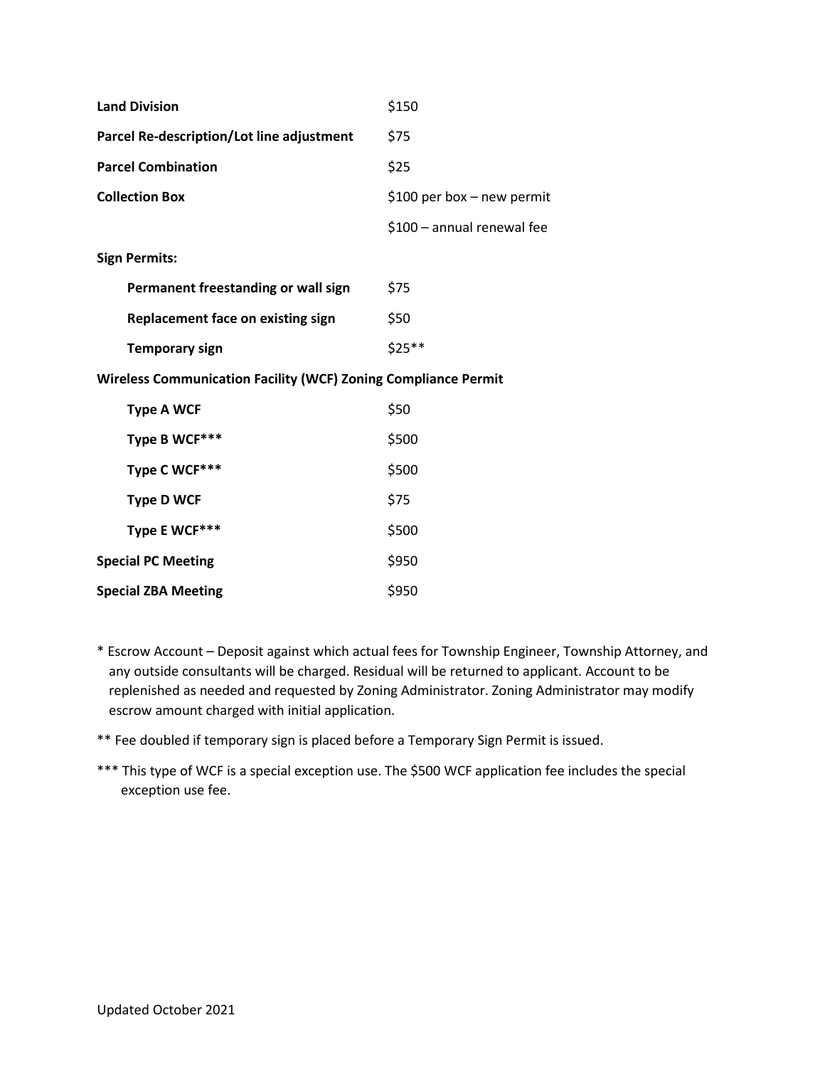| | |
|---|---|
| **Land Division** | $150 |
| **Parcel Re-description/Lot line adjustment** | $75 |
| **Parcel Combination** | $25 |
| **Collection Box** | $100 per box – new permit |
| | $100 – annual renewal fee |
| **Sign Permits:** | |
| **Permanent freestanding or wall sign** | $75 |
| **Replacement face on existing sign** | $50 |
| **Temporary sign** | $25** |
| **Wireless Communication Facility (WCF) Zoning Compliance Permit** | |
| **Type A WCF** | $50 |
| **Type B WCF*** ** | $500 |
| **Type C WCF*** ** | $500 |
| **Type D WCF** | $75 |
| **Type E WCF*** ** | $500 |
| **Special PC Meeting** | $950 |
| **Special ZBA Meeting** | $950 |

* Escrow Account – Deposit against which actual fees for Township Engineer, Township Attorney, and any outside consultants will be charged. Residual will be returned to applicant. Account to be replenished as needed and requested by Zoning Administrator. Zoning Administrator may modify escrow amount charged with initial application.

** Fee doubled if temporary sign is placed before a Temporary Sign Permit is issued.

*** This type of WCF is a special exception use. The $500 WCF application fee includes the special exception use fee.

Updated October 2021